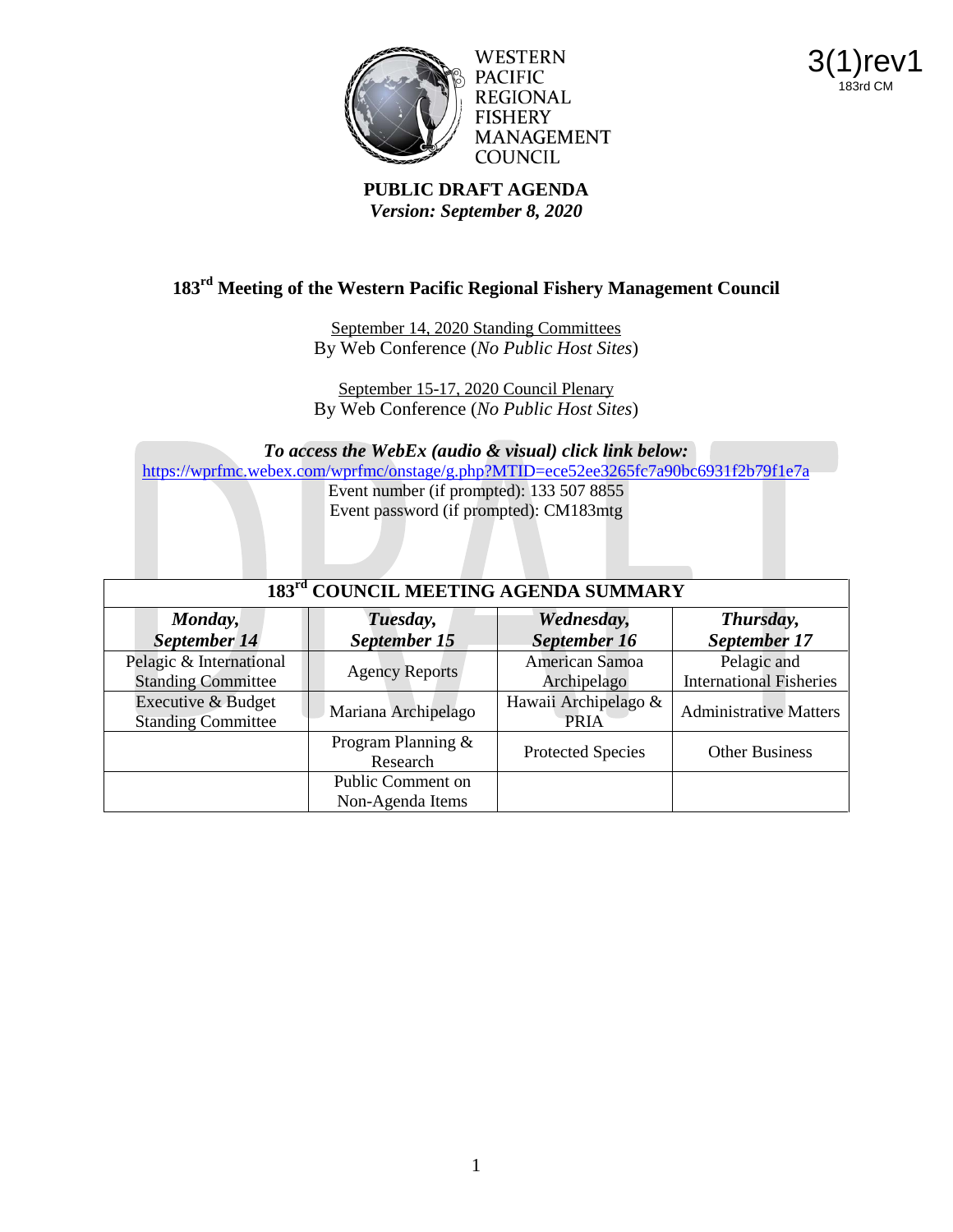WESTERN PACIFIC REGIONAL FISHERY MANAGEMENT COUNCIL

3(1)rev1
183rd CM

**PUBLIC DRAFT AGENDA**
***Version: September 8, 2020***

# 183rd Meeting of the Western Pacific Regional Fishery Management Council

September 14, 2020 Standing Committees
By Web Conference (*No Public Host Sites*)

September 15-17, 2020 Council Plenary
By Web Conference (*No Public Host Sites*)

***To access the WebEx (audio & visual) click link below:***
https://wprfmc.webex.com/wprfmc/onstage/g.php?MTID=ece52ee3265fc7a90bc6931f2b79f1e7a
Event number (if prompted): 133 507 8855
Event password (if prompted): CM183mtg

| 183rd COUNCIL MEETING AGENDA SUMMARY | | | |
|---|---|---|---|
| ***Monday, September 14*** | ***Tuesday, September 15*** | ***Wednesday, September 16*** | ***Thursday, September 17*** |
| Pelagic & International Standing Committee | Agency Reports | American Samoa Archipelago | Pelagic and International Fisheries |
| Executive & Budget Standing Committee | Mariana Archipelago | Hawaii Archipelago & PRIA | Administrative Matters |
| | Program Planning & Research | Protected Species | Other Business |
| | Public Comment on Non-Agenda Items | | |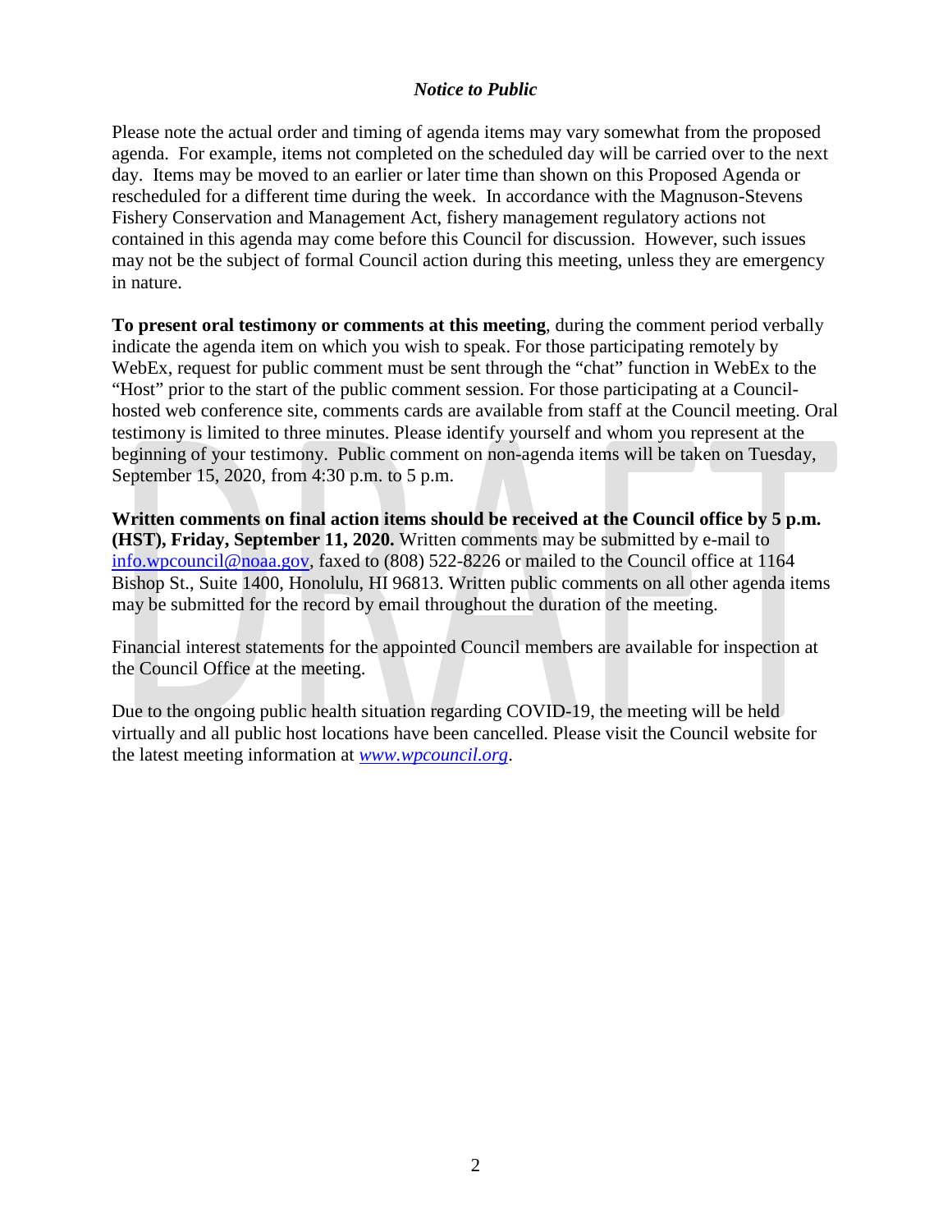## *Notice to Public*

Please note the actual order and timing of agenda items may vary somewhat from the proposed agenda. For example, items not completed on the scheduled day will be carried over to the next day. Items may be moved to an earlier or later time than shown on this Proposed Agenda or rescheduled for a different time during the week. In accordance with the Magnuson-Stevens Fishery Conservation and Management Act, fishery management regulatory actions not contained in this agenda may come before this Council for discussion. However, such issues may not be the subject of formal Council action during this meeting, unless they are emergency in nature.

**To present oral testimony or comments at this meeting**, during the comment period verbally indicate the agenda item on which you wish to speak. For those participating remotely by WebEx, request for public comment must be sent through the "chat" function in WebEx to the "Host" prior to the start of the public comment session. For those participating at a Council-hosted web conference site, comments cards are available from staff at the Council meeting. Oral testimony is limited to three minutes. Please identify yourself and whom you represent at the beginning of your testimony. Public comment on non-agenda items will be taken on Tuesday, September 15, 2020, from 4:30 p.m. to 5 p.m.

**Written comments on final action items should be received at the Council office by 5 p.m. (HST), Friday, September 11, 2020.** Written comments may be submitted by e-mail to info.wpcouncil@noaa.gov, faxed to (808) 522-8226 or mailed to the Council office at 1164 Bishop St., Suite 1400, Honolulu, HI 96813. Written public comments on all other agenda items may be submitted for the record by email throughout the duration of the meeting.

Financial interest statements for the appointed Council members are available for inspection at the Council Office at the meeting.

Due to the ongoing public health situation regarding COVID-19, the meeting will be held virtually and all public host locations have been cancelled. Please visit the Council website for the latest meeting information at *www.wpcouncil.org*.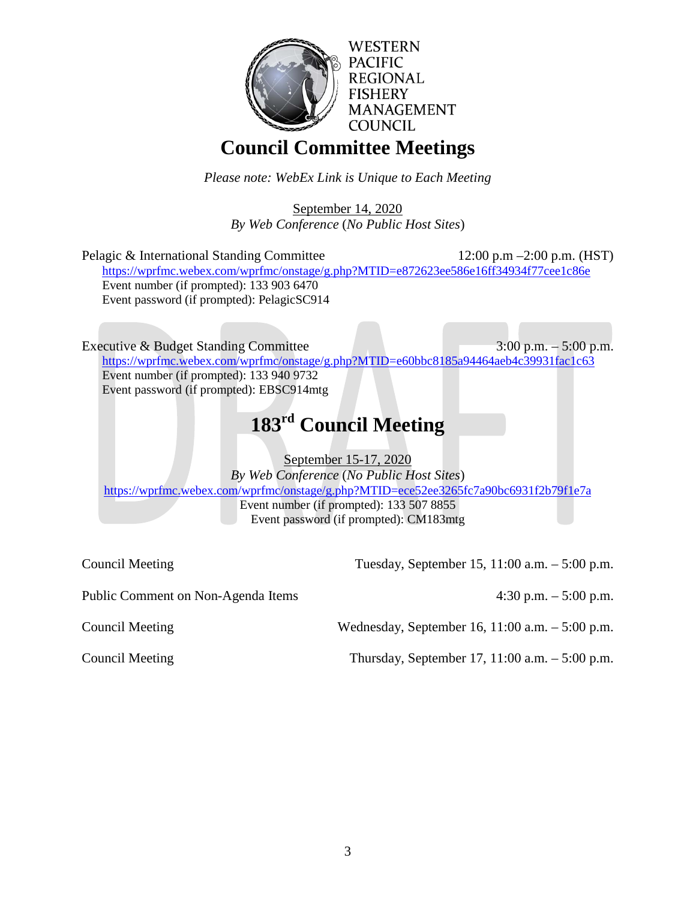WESTERN PACIFIC REGIONAL FISHERY MANAGEMENT COUNCIL

# Council Committee Meetings

*Please note: WebEx Link is Unique to Each Meeting*

September 14, 2020
*By Web Conference* (*No Public Host Sites*)

Pelagic & International Standing Committee 12:00 p.m –2:00 p.m. (HST)
https://wprfmc.webex.com/wprfmc/onstage/g.php?MTID=e872623ee586e16ff34934f77cee1c86e
Event number (if prompted): 133 903 6470
Event password (if prompted): PelagicSC914

Executive & Budget Standing Committee 3:00 p.m. – 5:00 p.m.
https://wprfmc.webex.com/wprfmc/onstage/g.php?MTID=e60bbc8185a94464aeb4c39931fac1c63
Event number (if prompted): 133 940 9732
Event password (if prompted): EBSC914mtg

DRAFT

# 183rd Council Meeting

September 15-17, 2020
*By Web Conference* (*No Public Host Sites*)
https://wprfmc.webex.com/wprfmc/onstage/g.php?MTID=ece52ee3265fc7a90bc6931f2b79f1e7a
Event number (if prompted): 133 507 8855
Event password (if prompted): CM183mtg

| | |
|---|---|
| Council Meeting | Tuesday, September 15, 11:00 a.m. – 5:00 p.m. |
| Public Comment on Non-Agenda Items | 4:30 p.m. – 5:00 p.m. |
| Council Meeting | Wednesday, September 16, 11:00 a.m. – 5:00 p.m. |
| Council Meeting | Thursday, September 17, 11:00 a.m. – 5:00 p.m. |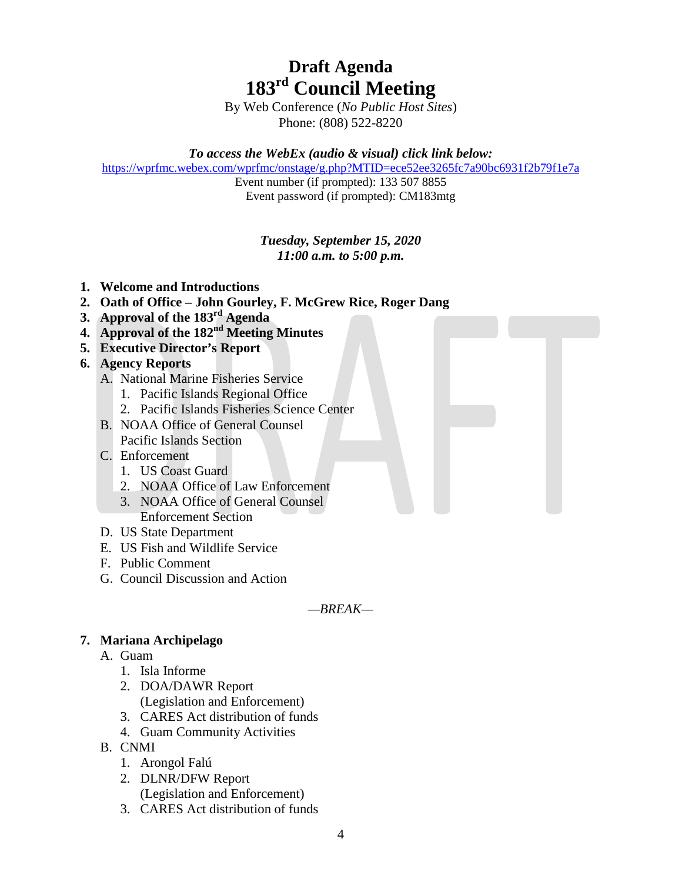# Draft Agenda
# 183rd Council Meeting

By Web Conference (*No Public Host Sites*)
Phone: (808) 522-8220

***To access the WebEx (audio & visual) click link below:***
https://wprfmc.webex.com/wprfmc/onstage/g.php?MTID=ece52ee3265fc7a90bc6931f2b79f1e7a
Event number (if prompted): 133 507 8855
Event password (if prompted): CM183mtg

***Tuesday, September 15, 2020***
***11:00 a.m. to 5:00 p.m.***

1. **Welcome and Introductions**
2. **Oath of Office – John Gourley, F. McGrew Rice, Roger Dang**
3. **Approval of the 183rd Agenda**
4. **Approval of the 182nd Meeting Minutes**
5. **Executive Director's Report**
6. **Agency Reports**
   A. National Marine Fisheries Service
      1. Pacific Islands Regional Office
      2. Pacific Islands Fisheries Science Center
   
   B. NOAA Office of General Counsel
      Pacific Islands Section
   
   C. Enforcement
      1. US Coast Guard
      2. NOAA Office of Law Enforcement
      3. NOAA Office of General Counsel
         Enforcement Section
   
   D. US State Department
   
   E. US Fish and Wildlife Service
   
   F. Public Comment
   
   G. Council Discussion and Action

*—BREAK—*

7. **Mariana Archipelago**
   A. Guam
      1. Isla Informe
      2. DOA/DAWR Report
         (Legislation and Enforcement)
      3. CARES Act distribution of funds
      4. Guam Community Activities
   
   B. CNMI
      1. Arongol Falú
      2. DLNR/DFW Report
         (Legislation and Enforcement)
      3. CARES Act distribution of funds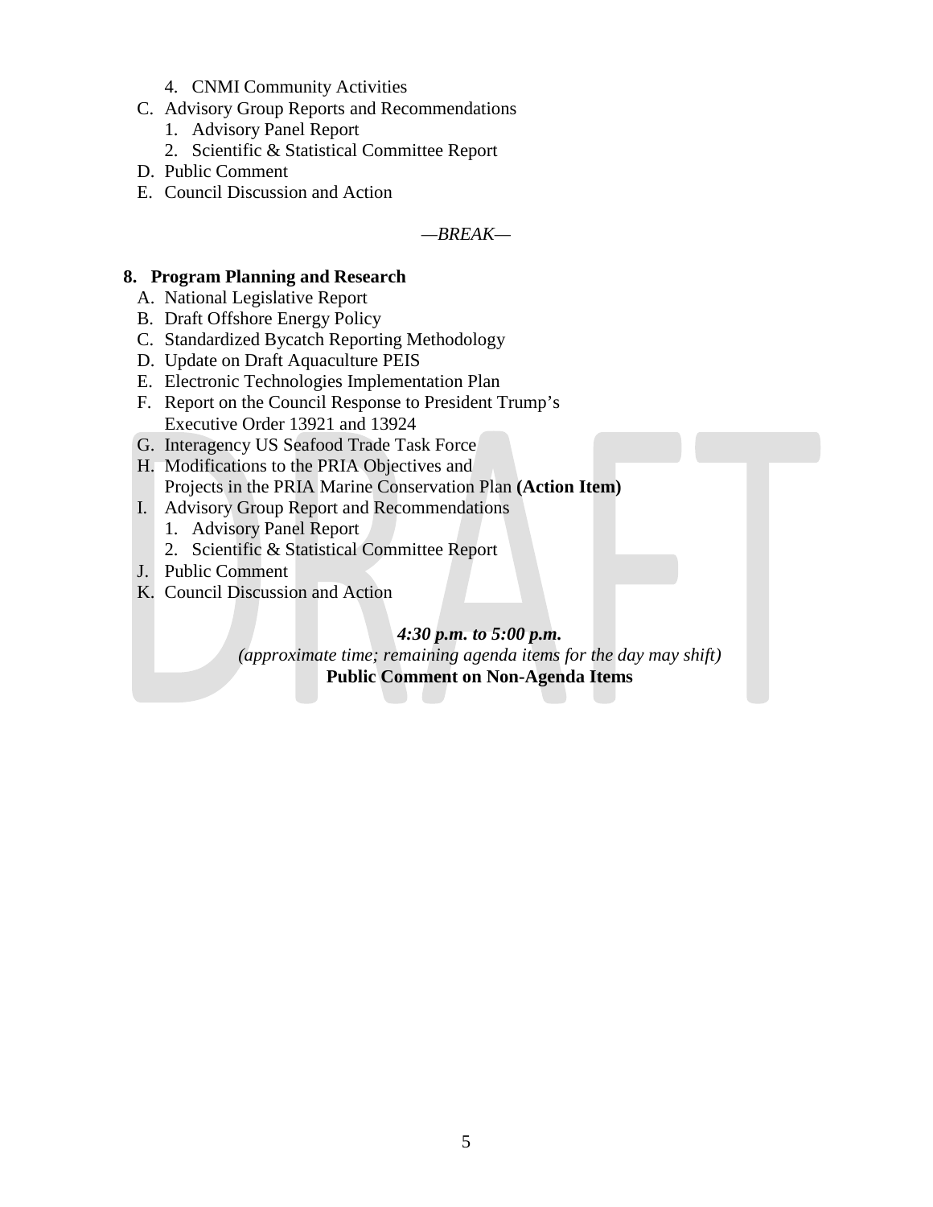4. CNMI Community Activities

C. Advisory Group Reports and Recommendations
   1. Advisory Panel Report
   2. Scientific & Statistical Committee Report

D. Public Comment

E. Council Discussion and Action

*—BREAK—*

**8. Program Planning and Research**

A. National Legislative Report

B. Draft Offshore Energy Policy

C. Standardized Bycatch Reporting Methodology

D. Update on Draft Aquaculture PEIS

E. Electronic Technologies Implementation Plan

F. Report on the Council Response to President Trump's Executive Order 13921 and 13924

G. Interagency US Seafood Trade Task Force

H. Modifications to the PRIA Objectives and Projects in the PRIA Marine Conservation Plan **(Action Item)**

I. Advisory Group Report and Recommendations
   1. Advisory Panel Report
   2. Scientific & Statistical Committee Report

J. Public Comment

K. Council Discussion and Action

***4:30 p.m. to 5:00 p.m.***

*(approximate time; remaining agenda items for the day may shift)*

**Public Comment on Non-Agenda Items**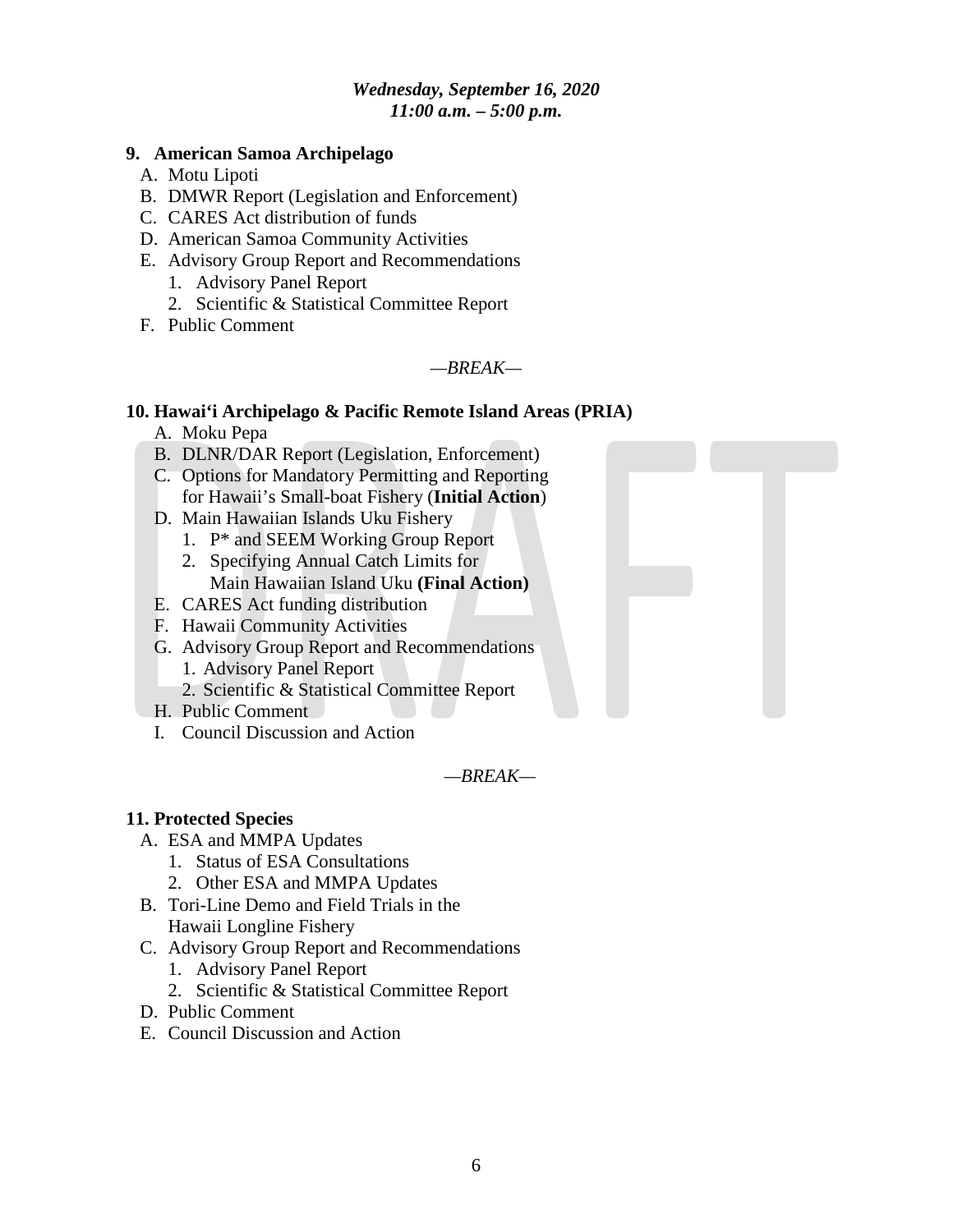***Wednesday, September 16, 2020***
***11:00 a.m. – 5:00 p.m.***

**9. American Samoa Archipelago**

A. Motu Lipoti
B. DMWR Report (Legislation and Enforcement)
C. CARES Act distribution of funds
D. American Samoa Community Activities
E. Advisory Group Report and Recommendations
   1. Advisory Panel Report
   2. Scientific & Statistical Committee Report
F. Public Comment

*—BREAK—*

**10. Hawai‘i Archipelago & Pacific Remote Island Areas (PRIA)**

A. Moku Pepa
B. DLNR/DAR Report (Legislation, Enforcement)
C. Options for Mandatory Permitting and Reporting for Hawaii’s Small-boat Fishery (**Initial Action**)
D. Main Hawaiian Islands Uku Fishery
   1. P* and SEEM Working Group Report
   2. Specifying Annual Catch Limits for Main Hawaiian Island Uku **(Final Action)**
E. CARES Act funding distribution
F. Hawaii Community Activities
G. Advisory Group Report and Recommendations
   1. Advisory Panel Report
   2. Scientific & Statistical Committee Report
H. Public Comment
I. Council Discussion and Action

*—BREAK—*

**11. Protected Species**

A. ESA and MMPA Updates
   1. Status of ESA Consultations
   2. Other ESA and MMPA Updates
B. Tori-Line Demo and Field Trials in the Hawaii Longline Fishery
C. Advisory Group Report and Recommendations
   1. Advisory Panel Report
   2. Scientific & Statistical Committee Report
D. Public Comment
E. Council Discussion and Action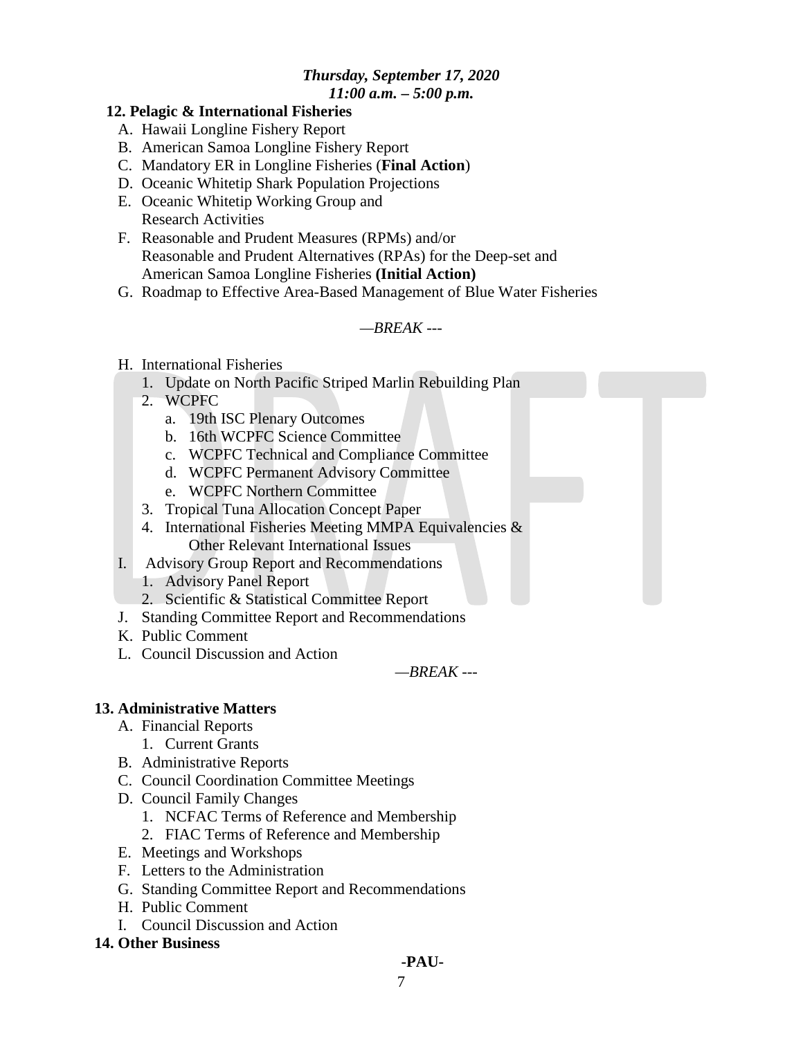*Thursday, September 17, 2020*
*11:00 a.m. – 5:00 p.m.*

**12. Pelagic & International Fisheries**

A. Hawaii Longline Fishery Report
B. American Samoa Longline Fishery Report
C. Mandatory ER in Longline Fisheries (**Final Action**)
D. Oceanic Whitetip Shark Population Projections
E. Oceanic Whitetip Working Group and Research Activities
F. Reasonable and Prudent Measures (RPMs) and/or Reasonable and Prudent Alternatives (RPAs) for the Deep-set and American Samoa Longline Fisheries **(Initial Action)**
G. Roadmap to Effective Area-Based Management of Blue Water Fisheries

*—BREAK ---*

H. International Fisheries
   1. Update on North Pacific Striped Marlin Rebuilding Plan
   2. WCPFC
      a. 19th ISC Plenary Outcomes
      b. 16th WCPFC Science Committee
      c. WCPFC Technical and Compliance Committee
      d. WCPFC Permanent Advisory Committee
      e. WCPFC Northern Committee
   3. Tropical Tuna Allocation Concept Paper
   4. International Fisheries Meeting MMPA Equivalencies & Other Relevant International Issues
I. Advisory Group Report and Recommendations
   1. Advisory Panel Report
   2. Scientific & Statistical Committee Report
J. Standing Committee Report and Recommendations
K. Public Comment
L. Council Discussion and Action

*—BREAK ---*

**13. Administrative Matters**

A. Financial Reports
   1. Current Grants
B. Administrative Reports
C. Council Coordination Committee Meetings
D. Council Family Changes
   1. NCFAC Terms of Reference and Membership
   2. FIAC Terms of Reference and Membership
E. Meetings and Workshops
F. Letters to the Administration
G. Standing Committee Report and Recommendations
H. Public Comment
I. Council Discussion and Action

**14. Other Business**

**-PAU-**